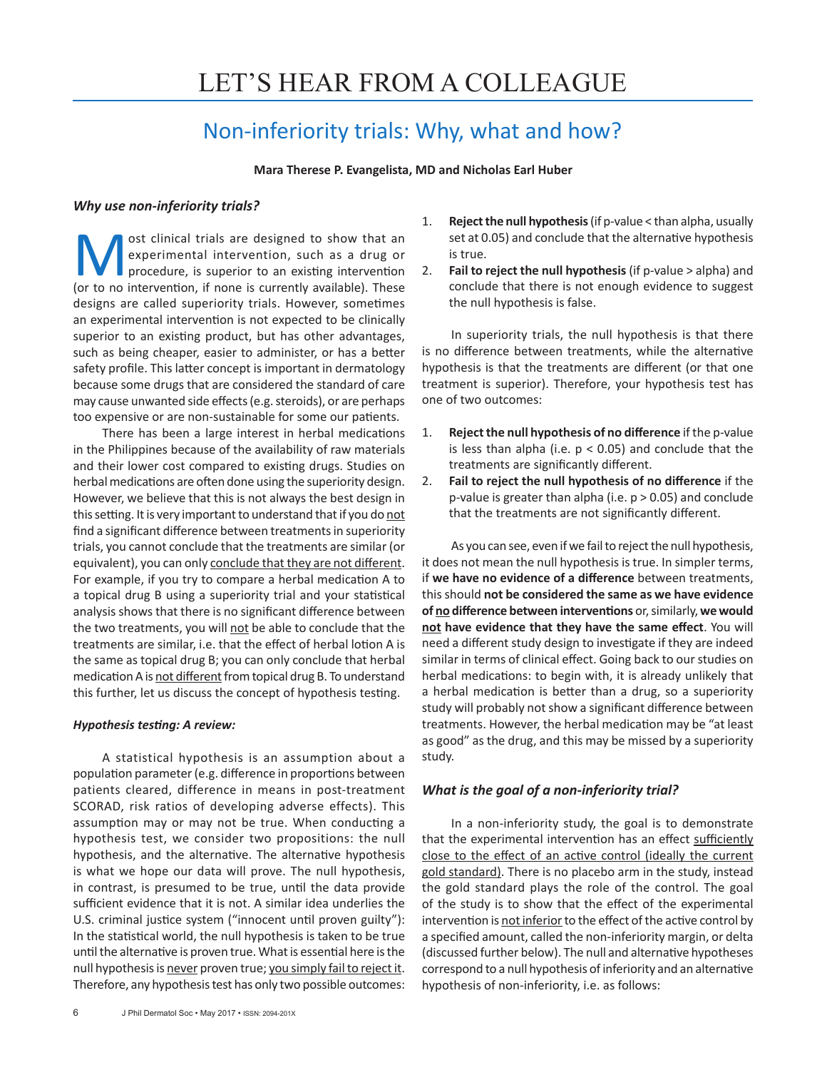# LET'S HEAR FROM A COLLEAGUE

## Non-inferiority trials: Why, what and how?

**Mara Therese P. Evangelista, MD and Nicholas Earl Huber**

### *Why use non-inferiority trials?*

Most clinical trials are designed to show that an experimental intervention, such as a drug or procedure, is superior to an existing intervention (or to no intervention, if none is currently available). These designs are called superiority trials. However, sometimes an experimental intervention is not expected to be clinically superior to an existing product, but has other advantages, such as being cheaper, easier to administer, or has a better safety profile. This latter concept is important in dermatology because some drugs that are considered the standard of care may cause unwanted side effects (e.g. steroids), or are perhaps too expensive or are non-sustainable for some our patients.

There has been a large interest in herbal medications in the Philippines because of the availability of raw materials and their lower cost compared to existing drugs. Studies on herbal medications are often done using the superiority design. However, we believe that this is not always the best design in this setting. It is very important to understand that if you do not find a significant difference between treatments in superiority trials, you cannot conclude that the treatments are similar (or equivalent), you can only conclude that they are not different. For example, if you try to compare a herbal medication A to a topical drug B using a superiority trial and your statistical analysis shows that there is no significant difference between the two treatments, you will not be able to conclude that the treatments are similar, i.e. that the effect of herbal lotion A is the same as topical drug B; you can only conclude that herbal medication A is not different from topical drug B. To understand this further, let us discuss the concept of hypothesis testing.

### *Hypothesis testing: A review:*

A statistical hypothesis is an assumption about a population parameter (e.g. difference in proportions between patients cleared, difference in means in post-treatment SCORAD, risk ratios of developing adverse effects). This assumption may or may not be true. When conducting a hypothesis test, we consider two propositions: the null hypothesis, and the alternative. The alternative hypothesis is what we hope our data will prove. The null hypothesis, in contrast, is presumed to be true, until the data provide sufficient evidence that it is not. A similar idea underlies the U.S. criminal justice system ("innocent until proven guilty"): In the statistical world, the null hypothesis is taken to be true until the alternative is proven true. What is essential here is the null hypothesis is never proven true; you simply fail to reject it. Therefore, any hypothesis test has only two possible outcomes:

1. **Reject the null hypothesis** (if p-value < than alpha, usually set at 0.05) and conclude that the alternative hypothesis is true.
2. **Fail to reject the null hypothesis** (if p-value > alpha) and conclude that there is not enough evidence to suggest the null hypothesis is false.

In superiority trials, the null hypothesis is that there is no difference between treatments, while the alternative hypothesis is that the treatments are different (or that one treatment is superior). Therefore, your hypothesis test has one of two outcomes:

1. **Reject the null hypothesis of no difference** if the p-value is less than alpha (i.e. $p < 0.05$) and conclude that the treatments are significantly different.
2. **Fail to reject the null hypothesis of no difference** if the p-value is greater than alpha (i.e. $p > 0.05$) and conclude that the treatments are not significantly different.

As you can see, even if we fail to reject the null hypothesis, it does not mean the null hypothesis is true. In simpler terms, if **we have no evidence of a difference** between treatments, this should **not be considered the same as we have evidence of no difference between interventions** or, similarly, **we would not have evidence that they have the same effect**. You will need a different study design to investigate if they are indeed similar in terms of clinical effect. Going back to our studies on herbal medications: to begin with, it is already unlikely that a herbal medication is better than a drug, so a superiority study will probably not show a significant difference between treatments. However, the herbal medication may be "at least as good" as the drug, and this may be missed by a superiority study.

### *What is the goal of a non-inferiority trial?*

In a non-inferiority study, the goal is to demonstrate that the experimental intervention has an effect sufficiently close to the effect of an active control (ideally the current gold standard). There is no placebo arm in the study, instead the gold standard plays the role of the control. The goal of the study is to show that the effect of the experimental intervention is not inferior to the effect of the active control by a specified amount, called the non-inferiority margin, or delta (discussed further below). The null and alternative hypotheses correspond to a null hypothesis of inferiority and an alternative hypothesis of non-inferiority, i.e. as follows: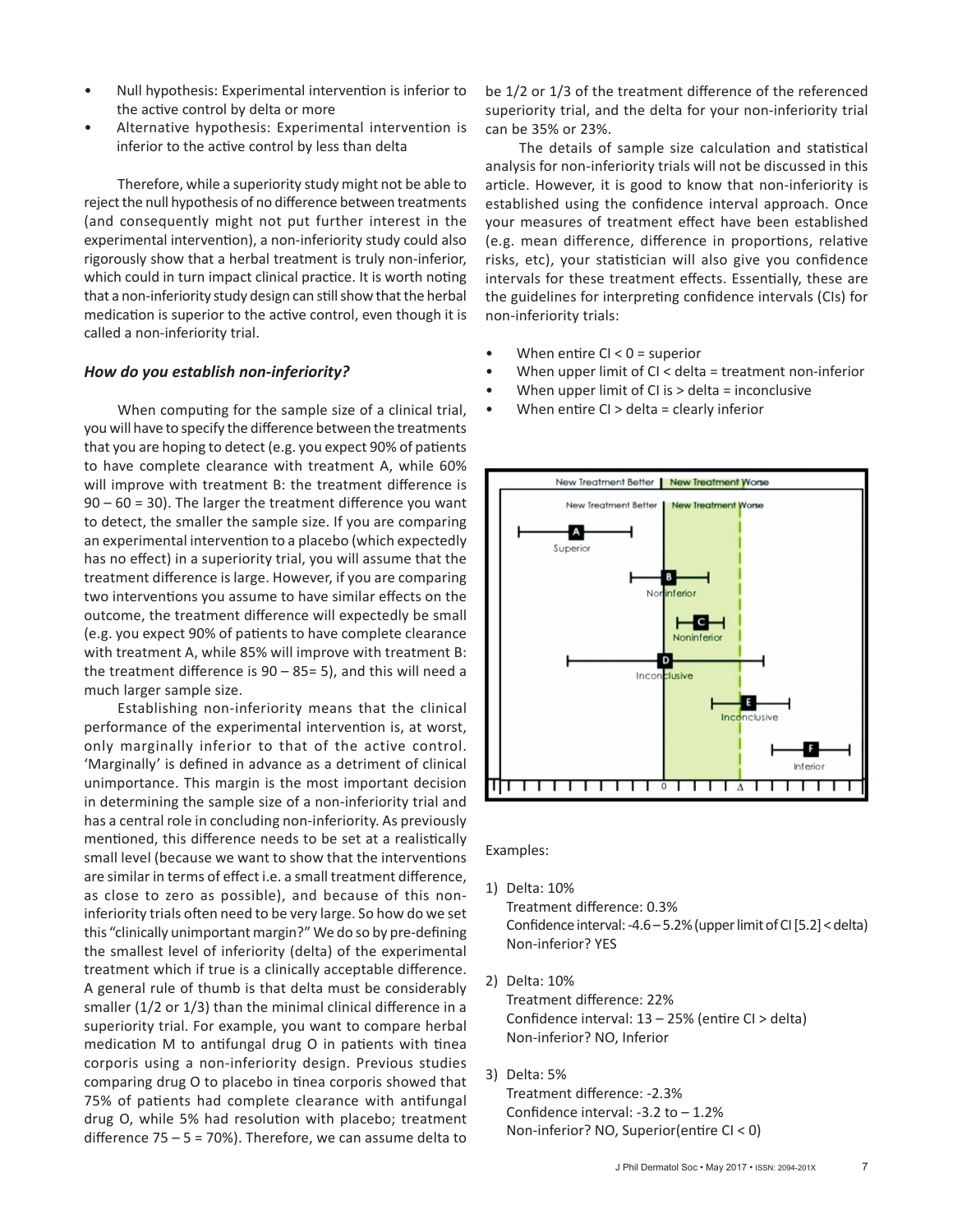- Null hypothesis: Experimental intervention is inferior to the active control by delta or more
- Alternative hypothesis: Experimental intervention is inferior to the active control by less than delta

Therefore, while a superiority study might not be able to reject the null hypothesis of no difference between treatments (and consequently might not put further interest in the experimental intervention), a non-inferiority study could also rigorously show that a herbal treatment is truly non-inferior, which could in turn impact clinical practice. It is worth noting that a non-inferiority study design can still show that the herbal medication is superior to the active control, even though it is called a non-inferiority trial.

### *How do you establish non-inferiority?*

When computing for the sample size of a clinical trial, you will have to specify the difference between the treatments that you are hoping to detect (e.g. you expect 90% of patients to have complete clearance with treatment A, while 60% will improve with treatment B: the treatment difference is 90 – 60 = 30). The larger the treatment difference you want to detect, the smaller the sample size. If you are comparing an experimental intervention to a placebo (which expectedly has no effect) in a superiority trial, you will assume that the treatment difference is large. However, if you are comparing two interventions you assume to have similar effects on the outcome, the treatment difference will expectedly be small (e.g. you expect 90% of patients to have complete clearance with treatment A, while 85% will improve with treatment B: the treatment difference is 90 – 85= 5), and this will need a much larger sample size.

Establishing non-inferiority means that the clinical performance of the experimental intervention is, at worst, only marginally inferior to that of the active control. 'Marginally' is defined in advance as a detriment of clinical unimportance. This margin is the most important decision in determining the sample size of a non-inferiority trial and has a central role in concluding non-inferiority. As previously mentioned, this difference needs to be set at a realistically small level (because we want to show that the interventions are similar in terms of effect i.e. a small treatment difference, as close to zero as possible), and because of this non-inferiority trials often need to be very large. So how do we set this "clinically unimportant margin?" We do so by pre-defining the smallest level of inferiority (delta) of the experimental treatment which if true is a clinically acceptable difference. A general rule of thumb is that delta must be considerably smaller (1/2 or 1/3) than the minimal clinical difference in a superiority trial. For example, you want to compare herbal medication M to antifungal drug O in patients with tinea corporis using a non-inferiority design. Previous studies comparing drug O to placebo in tinea corporis showed that 75% of patients had complete clearance with antifungal drug O, while 5% had resolution with placebo; treatment difference 75 – 5 = 70%). Therefore, we can assume delta to be 1/2 or 1/3 of the treatment difference of the referenced superiority trial, and the delta for your non-inferiority trial can be 35% or 23%.

The details of sample size calculation and statistical analysis for non-inferiority trials will not be discussed in this article. However, it is good to know that non-inferiority is established using the confidence interval approach. Once your measures of treatment effect have been established (e.g. mean difference, difference in proportions, relative risks, etc), your statistician will also give you confidence intervals for these treatment effects. Essentially, these are the guidelines for interpreting confidence intervals (CIs) for non-inferiority trials:

- When entire CI < 0 = superior
- When upper limit of CI < delta = treatment non-inferior
- When upper limit of CI is > delta = inconclusive
- When entire CI > delta = clearly inferior

Examples:

1) Delta: 10%
   Treatment difference: 0.3%
   Confidence interval: -4.6 – 5.2% (upper limit of CI [5.2] < delta)
   Non-inferior? YES

2) Delta: 10%
   Treatment difference: 22%
   Confidence interval: 13 – 25% (entire CI > delta)
   Non-inferior? NO, Inferior

3) Delta: 5%
   Treatment difference: -2.3%
   Confidence interval: -3.2 to – 1.2%
   Non-inferior? NO, Superior(entire CI < 0)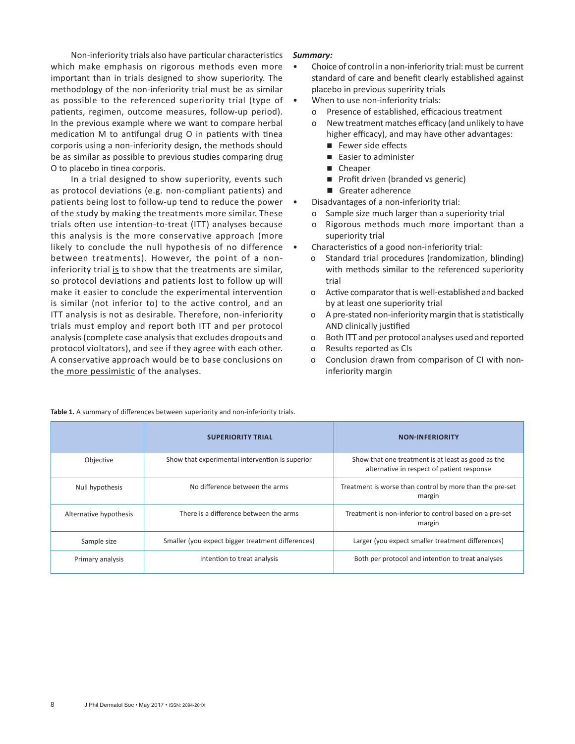Non-inferiority trials also have particular characteristics which make emphasis on rigorous methods even more important than in trials designed to show superiority. The methodology of the non-inferiority trial must be as similar as possible to the referenced superiority trial (type of patients, regimen, outcome measures, follow-up period). In the previous example where we want to compare herbal medication M to antifungal drug O in patients with tinea corporis using a non-inferiority design, the methods should be as similar as possible to previous studies comparing drug O to placebo in tinea corporis.

In a trial designed to show superiority, events such as protocol deviations (e.g. non-compliant patients) and patients being lost to follow-up tend to reduce the power of the study by making the treatments more similar. These trials often use intention-to-treat (ITT) analyses because this analysis is the more conservative approach (more likely to conclude the null hypothesis of no difference between treatments). However, the point of a non-inferiority trial is to show that the treatments are similar, so protocol deviations and patients lost to follow up will make it easier to conclude the experimental intervention is similar (not inferior to) to the active control, and an ITT analysis is not as desirable. Therefore, non-inferiority trials must employ and report both ITT and per protocol analysis (complete case analysis that excludes dropouts and protocol violtators), and see if they agree with each other. A conservative approach would be to base conclusions on the more pessimistic of the analyses.

***Summary:***

- Choice of control in a non-inferiority trial: must be current standard of care and benefit clearly established against placebo in previous superirity trials
- When to use non-inferiority trials:
  - Presence of established, efficacious treatment
  - New treatment matches efficacy (and unlikely to have higher efficacy), and may have other advantages:
    - Fewer side effects
    - Easier to administer
    - Cheaper
    - Profit driven (branded vs generic)
    - Greater adherence
- Disadvantages of a non-inferiority trial:
  - Sample size much larger than a superiority trial
  - Rigorous methods much more important than a superiority trial
- Characteristics of a good non-inferiority trial:
  - Standard trial procedures (randomization, blinding) with methods similar to the referenced superiority trial
  - Active comparator that is well-established and backed by at least one superiority trial
  - A pre-stated non-inferiority margin that is statistically AND clinically justified
  - Both ITT and per protocol analyses used and reported
  - Results reported as CIs
  - Conclusion drawn from comparison of CI with non-inferiority margin

**Table 1.** A summary of differences between superiority and non-inferiority trials.

| | SUPERIORITY TRIAL | NON-INFERIORITY |
|---|---|---|
| Objective | Show that experimental intervention is superior | Show that one treatment is at least as good as the alternative in respect of patient response |
| Null hypothesis | No difference between the arms | Treatment is worse than control by more than the pre-set margin |
| Alternative hypothesis | There is a difference between the arms | Treatment is non-inferior to control based on a pre-set margin |
| Sample size | Smaller (you expect bigger treatment differences) | Larger (you expect smaller treatment differences) |
| Primary analysis | Intention to treat analysis | Both per protocol and intention to treat analyses |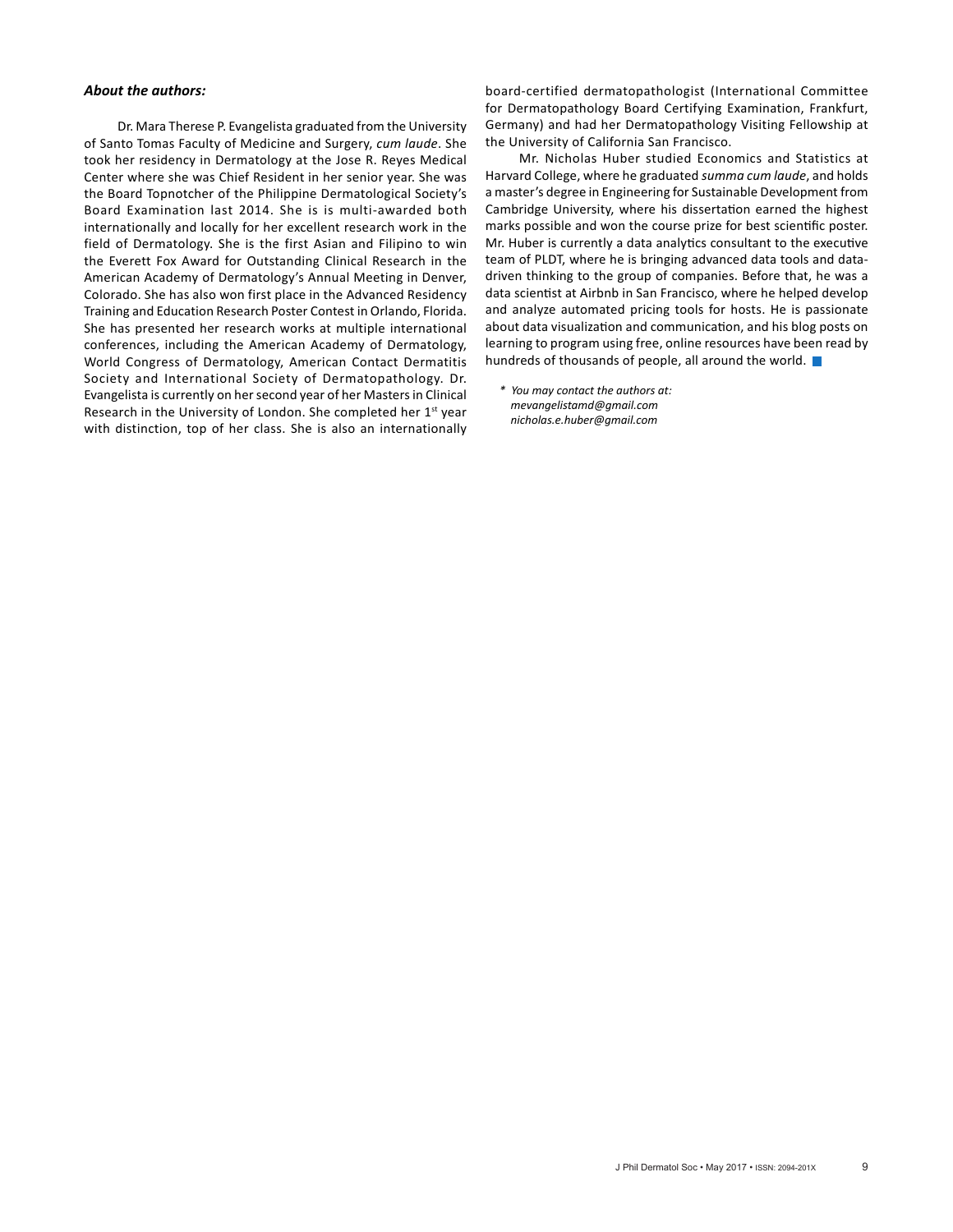***About the authors:***

Dr. Mara Therese P. Evangelista graduated from the University of Santo Tomas Faculty of Medicine and Surgery, *cum laude*. She took her residency in Dermatology at the Jose R. Reyes Medical Center where she was Chief Resident in her senior year. She was the Board Topnotcher of the Philippine Dermatological Society's Board Examination last 2014. She is is multi-awarded both internationally and locally for her excellent research work in the field of Dermatology. She is the first Asian and Filipino to win the Everett Fox Award for Outstanding Clinical Research in the American Academy of Dermatology's Annual Meeting in Denver, Colorado. She has also won first place in the Advanced Residency Training and Education Research Poster Contest in Orlando, Florida. She has presented her research works at multiple international conferences, including the American Academy of Dermatology, World Congress of Dermatology, American Contact Dermatitis Society and International Society of Dermatopathology. Dr. Evangelista is currently on her second year of her Masters in Clinical Research in the University of London. She completed her 1st year with distinction, top of her class. She is also an internationally board-certified dermatopathologist (International Committee for Dermatopathology Board Certifying Examination, Frankfurt, Germany) and had her Dermatopathology Visiting Fellowship at the University of California San Francisco.

Mr. Nicholas Huber studied Economics and Statistics at Harvard College, where he graduated *summa cum laude*, and holds a master's degree in Engineering for Sustainable Development from Cambridge University, where his dissertation earned the highest marks possible and won the course prize for best scientific poster. Mr. Huber is currently a data analytics consultant to the executive team of PLDT, where he is bringing advanced data tools and data-driven thinking to the group of companies. Before that, he was a data scientist at Airbnb in San Francisco, where he helped develop and analyze automated pricing tools for hosts. He is passionate about data visualization and communication, and his blog posts on learning to program using free, online resources have been read by hundreds of thousands of people, all around the world.

*\* You may contact the authors at:*
*mevangelistamd@gmail.com*
*nicholas.e.huber@gmail.com*